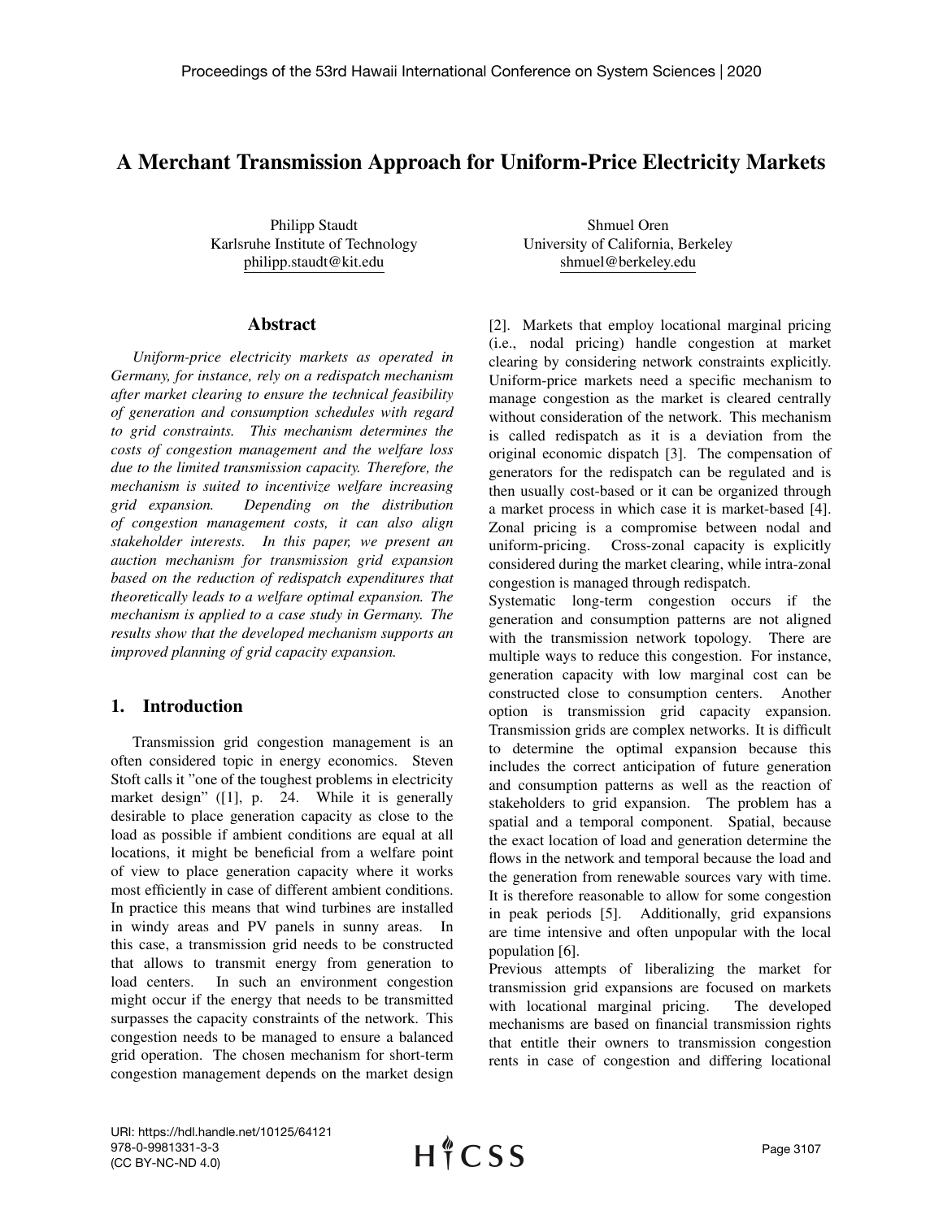# A Merchant Transmission Approach for Uniform-Price Electricity Markets

Philipp Staudt
Karlsruhe Institute of Technology
philipp.staudt@kit.edu

Shmuel Oren
University of California, Berkeley
shmuel@berkeley.edu

## Abstract

*Uniform-price electricity markets as operated in Germany, for instance, rely on a redispatch mechanism after market clearing to ensure the technical feasibility of generation and consumption schedules with regard to grid constraints. This mechanism determines the costs of congestion management and the welfare loss due to the limited transmission capacity. Therefore, the mechanism is suited to incentivize welfare increasing grid expansion. Depending on the distribution of congestion management costs, it can also align stakeholder interests. In this paper, we present an auction mechanism for transmission grid expansion based on the reduction of redispatch expenditures that theoretically leads to a welfare optimal expansion. The mechanism is applied to a case study in Germany. The results show that the developed mechanism supports an improved planning of grid capacity expansion.*

## 1. Introduction

Transmission grid congestion management is an often considered topic in energy economics. Steven Stoft calls it "one of the toughest problems in electricity market design" ([1], p. 24. While it is generally desirable to place generation capacity as close to the load as possible if ambient conditions are equal at all locations, it might be beneficial from a welfare point of view to place generation capacity where it works most efficiently in case of different ambient conditions. In practice this means that wind turbines are installed in windy areas and PV panels in sunny areas. In this case, a transmission grid needs to be constructed that allows to transmit energy from generation to load centers. In such an environment congestion might occur if the energy that needs to be transmitted surpasses the capacity constraints of the network. This congestion needs to be managed to ensure a balanced grid operation. The chosen mechanism for short-term congestion management depends on the market design [2]. Markets that employ locational marginal pricing (i.e., nodal pricing) handle congestion at market clearing by considering network constraints explicitly. Uniform-price markets need a specific mechanism to manage congestion as the market is cleared centrally without consideration of the network. This mechanism is called redispatch as it is a deviation from the original economic dispatch [3]. The compensation of generators for the redispatch can be regulated and is then usually cost-based or it can be organized through a market process in which case it is market-based [4]. Zonal pricing is a compromise between nodal and uniform-pricing. Cross-zonal capacity is explicitly considered during the market clearing, while intra-zonal congestion is managed through redispatch.

Systematic long-term congestion occurs if the generation and consumption patterns are not aligned with the transmission network topology. There are multiple ways to reduce this congestion. For instance, generation capacity with low marginal cost can be constructed close to consumption centers. Another option is transmission grid capacity expansion. Transmission grids are complex networks. It is difficult to determine the optimal expansion because this includes the correct anticipation of future generation and consumption patterns as well as the reaction of stakeholders to grid expansion. The problem has a spatial and a temporal component. Spatial, because the exact location of load and generation determine the flows in the network and temporal because the load and the generation from renewable sources vary with time. It is therefore reasonable to allow for some congestion in peak periods [5]. Additionally, grid expansions are time intensive and often unpopular with the local population [6].

Previous attempts of liberalizing the market for transmission grid expansions are focused on markets with locational marginal pricing. The developed mechanisms are based on financial transmission rights that entitle their owners to transmission congestion rents in case of congestion and differing locational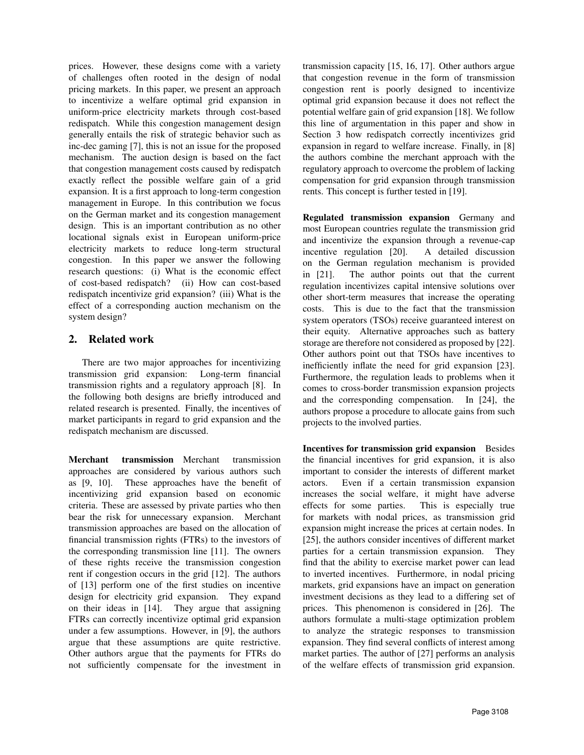prices. However, these designs come with a variety of challenges often rooted in the design of nodal pricing markets. In this paper, we present an approach to incentivize a welfare optimal grid expansion in uniform-price electricity markets through cost-based redispatch. While this congestion management design generally entails the risk of strategic behavior such as inc-dec gaming [7], this is not an issue for the proposed mechanism. The auction design is based on the fact that congestion management costs caused by redispatch exactly reflect the possible welfare gain of a grid expansion. It is a first approach to long-term congestion management in Europe. In this contribution we focus on the German market and its congestion management design. This is an important contribution as no other locational signals exist in European uniform-price electricity markets to reduce long-term structural congestion. In this paper we answer the following research questions: (i) What is the economic effect of cost-based redispatch? (ii) How can cost-based redispatch incentivize grid expansion? (iii) What is the effect of a corresponding auction mechanism on the system design?

## 2. Related work

There are two major approaches for incentivizing transmission grid expansion: Long-term financial transmission rights and a regulatory approach [8]. In the following both designs are briefly introduced and related research is presented. Finally, the incentives of market participants in regard to grid expansion and the redispatch mechanism are discussed.

**Merchant transmission** Merchant transmission approaches are considered by various authors such as [9, 10]. These approaches have the benefit of incentivizing grid expansion based on economic criteria. These are assessed by private parties who then bear the risk for unnecessary expansion. Merchant transmission approaches are based on the allocation of financial transmission rights (FTRs) to the investors of the corresponding transmission line [11]. The owners of these rights receive the transmission congestion rent if congestion occurs in the grid [12]. The authors of [13] perform one of the first studies on incentive design for electricity grid expansion. They expand on their ideas in [14]. They argue that assigning FTRs can correctly incentivize optimal grid expansion under a few assumptions. However, in [9], the authors argue that these assumptions are quite restrictive. Other authors argue that the payments for FTRs do not sufficiently compensate for the investment in transmission capacity [15, 16, 17]. Other authors argue that congestion revenue in the form of transmission congestion rent is poorly designed to incentivize optimal grid expansion because it does not reflect the potential welfare gain of grid expansion [18]. We follow this line of argumentation in this paper and show in Section 3 how redispatch correctly incentivizes grid expansion in regard to welfare increase. Finally, in [8] the authors combine the merchant approach with the regulatory approach to overcome the problem of lacking compensation for grid expansion through transmission rents. This concept is further tested in [19].

**Regulated transmission expansion** Germany and most European countries regulate the transmission grid and incentivize the expansion through a revenue-cap incentive regulation [20]. A detailed discussion on the German regulation mechanism is provided in [21]. The author points out that the current regulation incentivizes capital intensive solutions over other short-term measures that increase the operating costs. This is due to the fact that the transmission system operators (TSOs) receive guaranteed interest on their equity. Alternative approaches such as battery storage are therefore not considered as proposed by [22]. Other authors point out that TSOs have incentives to inefficiently inflate the need for grid expansion [23]. Furthermore, the regulation leads to problems when it comes to cross-border transmission expansion projects and the corresponding compensation. In [24], the authors propose a procedure to allocate gains from such projects to the involved parties.

**Incentives for transmission grid expansion** Besides the financial incentives for grid expansion, it is also important to consider the interests of different market actors. Even if a certain transmission expansion increases the social welfare, it might have adverse effects for some parties. This is especially true for markets with nodal prices, as transmission grid expansion might increase the prices at certain nodes. In [25], the authors consider incentives of different market parties for a certain transmission expansion. They find that the ability to exercise market power can lead to inverted incentives. Furthermore, in nodal pricing markets, grid expansions have an impact on generation investment decisions as they lead to a differing set of prices. This phenomenon is considered in [26]. The authors formulate a multi-stage optimization problem to analyze the strategic responses to transmission expansion. They find several conflicts of interest among market parties. The author of [27] performs an analysis of the welfare effects of transmission grid expansion.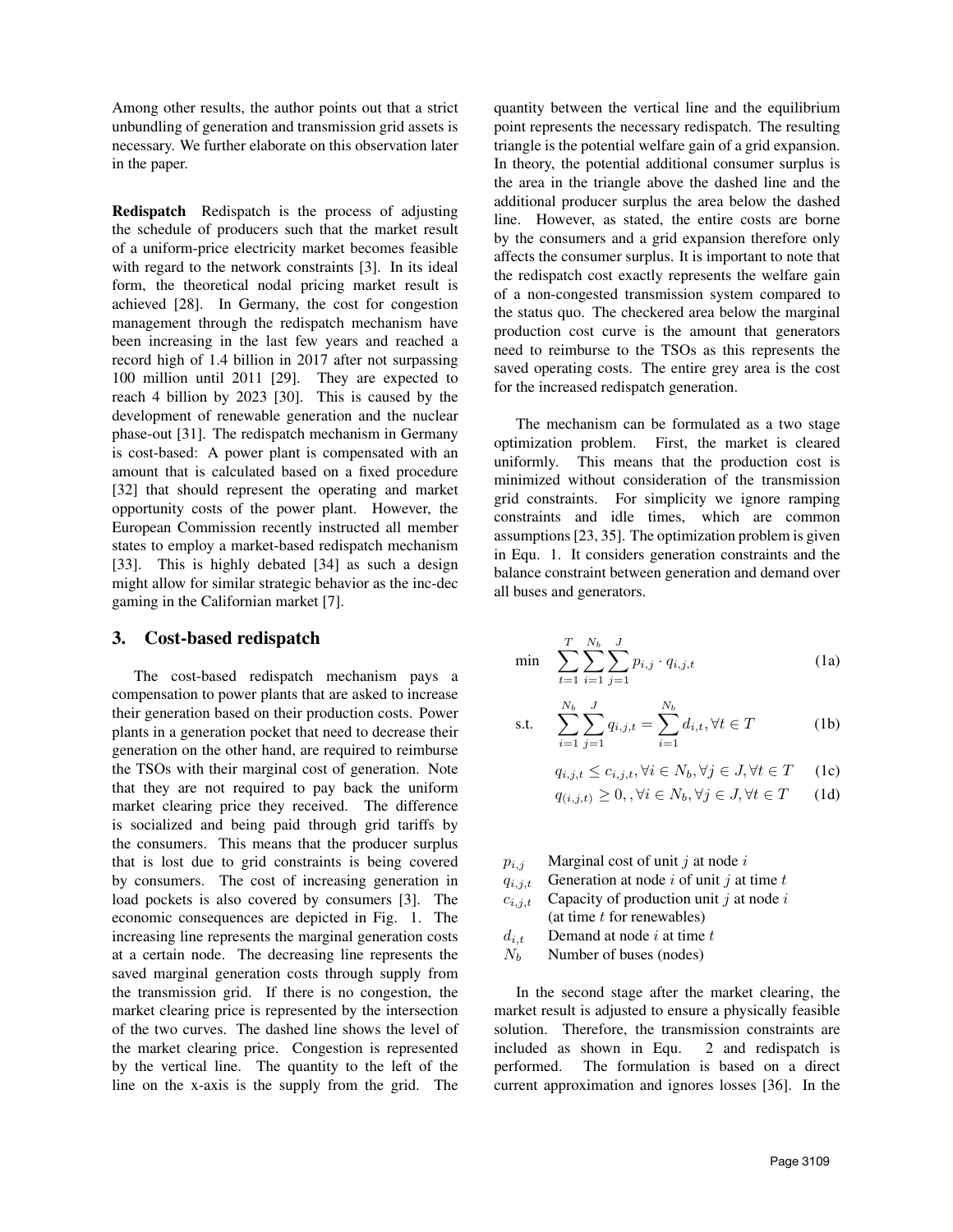Among other results, the author points out that a strict unbundling of generation and transmission grid assets is necessary. We further elaborate on this observation later in the paper.

**Redispatch** Redispatch is the process of adjusting the schedule of producers such that the market result of a uniform-price electricity market becomes feasible with regard to the network constraints [3]. In its ideal form, the theoretical nodal pricing market result is achieved [28]. In Germany, the cost for congestion management through the redispatch mechanism have been increasing in the last few years and reached a record high of 1.4 billion in 2017 after not surpassing 100 million until 2011 [29]. They are expected to reach 4 billion by 2023 [30]. This is caused by the development of renewable generation and the nuclear phase-out [31]. The redispatch mechanism in Germany is cost-based: A power plant is compensated with an amount that is calculated based on a fixed procedure [32] that should represent the operating and market opportunity costs of the power plant. However, the European Commission recently instructed all member states to employ a market-based redispatch mechanism [33]. This is highly debated [34] as such a design might allow for similar strategic behavior as the inc-dec gaming in the Californian market [7].

## 3. Cost-based redispatch

The cost-based redispatch mechanism pays a compensation to power plants that are asked to increase their generation based on their production costs. Power plants in a generation pocket that need to decrease their generation on the other hand, are required to reimburse the TSOs with their marginal cost of generation. Note that they are not required to pay back the uniform market clearing price they received. The difference is socialized and being paid through grid tariffs by the consumers. This means that the producer surplus that is lost due to grid constraints is being covered by consumers. The cost of increasing generation in load pockets is also covered by consumers [3]. The economic consequences are depicted in Fig. 1. The increasing line represents the marginal generation costs at a certain node. The decreasing line represents the saved marginal generation costs through supply from the transmission grid. If there is no congestion, the market clearing price is represented by the intersection of the two curves. The dashed line shows the level of the market clearing price. Congestion is represented by the vertical line. The quantity to the left of the line on the x-axis is the supply from the grid. The quantity between the vertical line and the equilibrium point represents the necessary redispatch. The resulting triangle is the potential welfare gain of a grid expansion. In theory, the potential additional consumer surplus is the area in the triangle above the dashed line and the additional producer surplus the area below the dashed line. However, as stated, the entire costs are borne by the consumers and a grid expansion therefore only affects the consumer surplus. It is important to note that the redispatch cost exactly represents the welfare gain of a non-congested transmission system compared to the status quo. The checkered area below the marginal production cost curve is the amount that generators need to reimburse to the TSOs as this represents the saved operating costs. The entire grey area is the cost for the increased redispatch generation.

The mechanism can be formulated as a two stage optimization problem. First, the market is cleared uniformly. This means that the production cost is minimized without consideration of the transmission grid constraints. For simplicity we ignore ramping constraints and idle times, which are common assumptions [23, 35]. The optimization problem is given in Equ. 1. It considers generation constraints and the balance constraint between generation and demand over all buses and generators.

$$\min \quad \sum_{t=1}^{T} \sum_{i=1}^{N_b} \sum_{j=1}^{J} p_{i,j} \cdot q_{i,j,t} \tag{1a}$$

$$\text{s.t.} \quad \sum_{i=1}^{N_b} \sum_{j=1}^{J} q_{i,j,t} = \sum_{i=1}^{N_b} d_{i,t}, \forall t \in T \tag{1b}$$

$$q_{i,j,t} \leq c_{i,j,t}, \forall i \in N_b, \forall j \in J, \forall t \in T \tag{1c}$$

$$q_{(i,j,t)} \geq 0, , \forall i \in N_b, \forall j \in J, \forall t \in T \tag{1d}$$

- $p_{i,j}$ Marginal cost of unit $j$ at node $i$
- $q_{i,j,t}$ Generation at node $i$ of unit $j$ at time $t$
- $c_{i,j,t}$ Capacity of production unit $j$ at node $i$ (at time $t$ for renewables)
- $d_{i,t}$ Demand at node $i$ at time $t$
- $N_b$ Number of buses (nodes)

In the second stage after the market clearing, the market result is adjusted to ensure a physically feasible solution. Therefore, the transmission constraints are included as shown in Equ. 2 and redispatch is performed. The formulation is based on a direct current approximation and ignores losses [36]. In the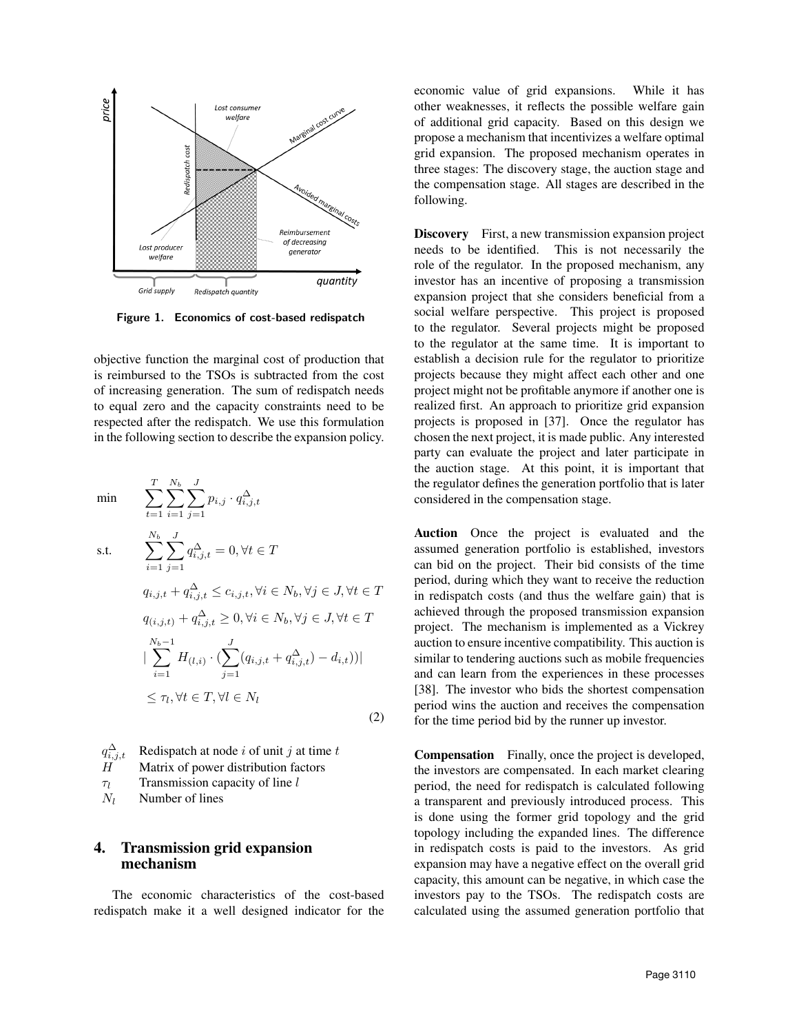Figure 1. Economics of cost-based redispatch

objective function the marginal cost of production that is reimbursed to the TSOs is subtracted from the cost of increasing generation. The sum of redispatch needs to equal zero and the capacity constraints need to be respected after the redispatch. We use this formulation in the following section to describe the expansion policy.

$$
\begin{aligned}
\min \quad & \sum_{t=1}^{T}\sum_{i=1}^{N_b}\sum_{j=1}^{J} p_{i,j}\cdot q^{\Delta}_{i,j,t} \\
\text{s.t.} \quad & \sum_{i=1}^{N_b}\sum_{j=1}^{J} q^{\Delta}_{i,j,t} = 0, \forall t \in T \\
& q_{i,j,t} + q^{\Delta}_{i,j,t} \leq c_{i,j,t}, \forall i \in N_b, \forall j \in J, \forall t \in T \\
& q_{(i,j,t)} + q^{\Delta}_{i,j,t} \geq 0, \forall i \in N_b, \forall j \in J, \forall t \in T \\
& \left| \sum_{i=1}^{N_b-1} H_{(l,i)} \cdot \left(\sum_{j=1}^{J}(q_{i,j,t} + q^{\Delta}_{i,j,t}) - d_{i,t}\right)\right| \\
& \leq \tau_l, \forall t \in T, \forall l \in N_l
\end{aligned} \tag{2}
$$

- $q^{\Delta}_{i,j,t}$ Redispatch at node $i$ of unit $j$ at time $t$
- $H$ Matrix of power distribution factors
- $\tau_l$ Transmission capacity of line $l$
- $N_l$ Number of lines

## 4. Transmission grid expansion mechanism

The economic characteristics of the cost-based redispatch make it a well designed indicator for the economic value of grid expansions. While it has other weaknesses, it reflects the possible welfare gain of additional grid capacity. Based on this design we propose a mechanism that incentivizes a welfare optimal grid expansion. The proposed mechanism operates in three stages: The discovery stage, the auction stage and the compensation stage. All stages are described in the following.

**Discovery** First, a new transmission expansion project needs to be identified. This is not necessarily the role of the regulator. In the proposed mechanism, any investor has an incentive of proposing a transmission expansion project that she considers beneficial from a social welfare perspective. This project is proposed to the regulator. Several projects might be proposed to the regulator at the same time. It is important to establish a decision rule for the regulator to prioritize projects because they might affect each other and one project might not be profitable anymore if another one is realized first. An approach to prioritize grid expansion projects is proposed in [37]. Once the regulator has chosen the next project, it is made public. Any interested party can evaluate the project and later participate in the auction stage. At this point, it is important that the regulator defines the generation portfolio that is later considered in the compensation stage.

**Auction** Once the project is evaluated and the assumed generation portfolio is established, investors can bid on the project. Their bid consists of the time period, during which they want to receive the reduction in redispatch costs (and thus the welfare gain) that is achieved through the proposed transmission expansion project. The mechanism is implemented as a Vickrey auction to ensure incentive compatibility. This auction is similar to tendering auctions such as mobile frequencies and can learn from the experiences in these processes [38]. The investor who bids the shortest compensation period wins the auction and receives the compensation for the time period bid by the runner up investor.

**Compensation** Finally, once the project is developed, the investors are compensated. In each market clearing period, the need for redispatch is calculated following a transparent and previously introduced process. This is done using the former grid topology and the grid topology including the expanded lines. The difference in redispatch costs is paid to the investors. As grid expansion may have a negative effect on the overall grid capacity, this amount can be negative, in which case the investors pay to the TSOs. The redispatch costs are calculated using the assumed generation portfolio that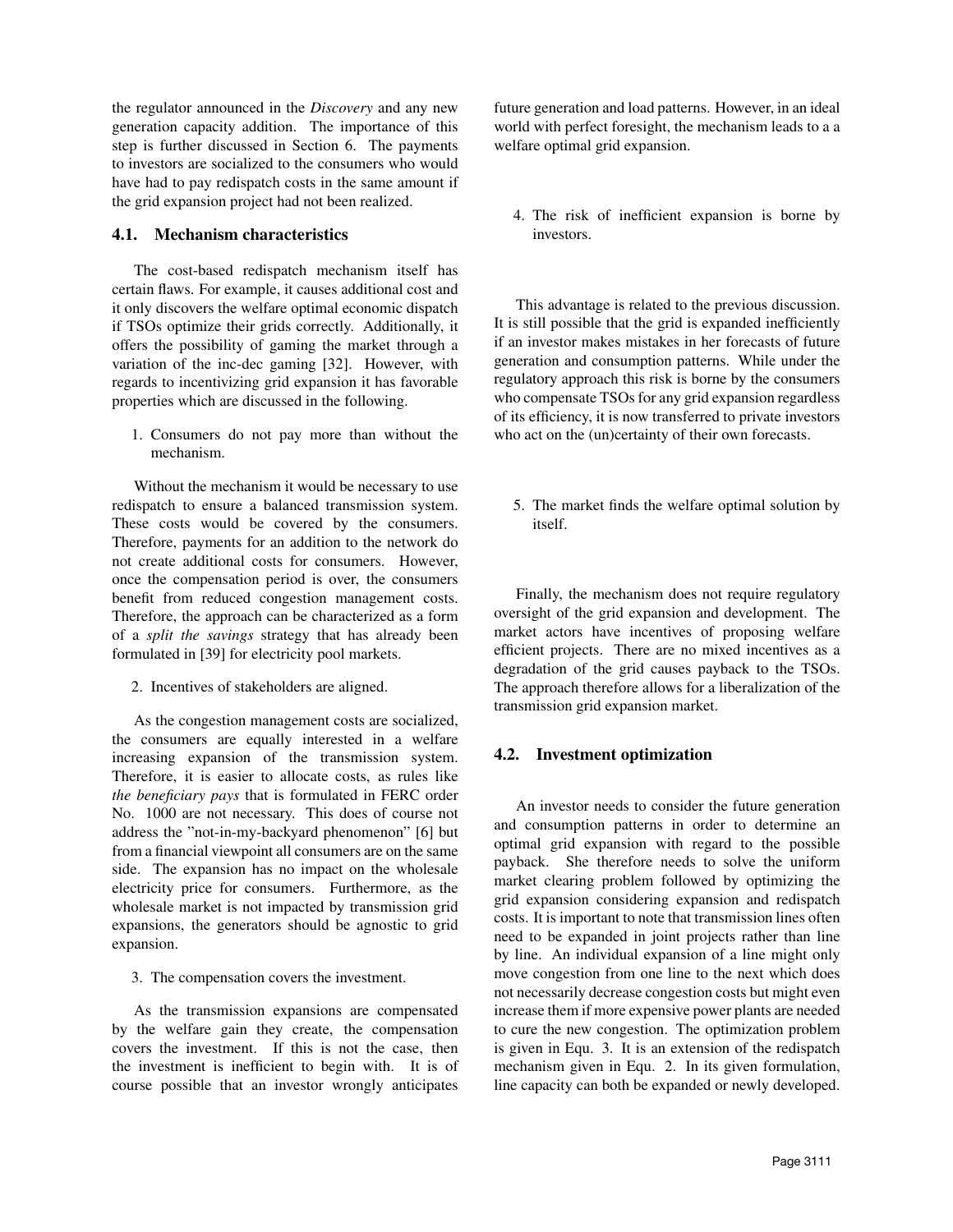the regulator announced in the *Discovery* and any new generation capacity addition. The importance of this step is further discussed in Section 6. The payments to investors are socialized to the consumers who would have had to pay redispatch costs in the same amount if the grid expansion project had not been realized.

### 4.1. Mechanism characteristics

The cost-based redispatch mechanism itself has certain flaws. For example, it causes additional cost and it only discovers the welfare optimal economic dispatch if TSOs optimize their grids correctly. Additionally, it offers the possibility of gaming the market through a variation of the inc-dec gaming [32]. However, with regards to incentivizing grid expansion it has favorable properties which are discussed in the following.

1. Consumers do not pay more than without the mechanism.

Without the mechanism it would be necessary to use redispatch to ensure a balanced transmission system. These costs would be covered by the consumers. Therefore, payments for an addition to the network do not create additional costs for consumers. However, once the compensation period is over, the consumers benefit from reduced congestion management costs. Therefore, the approach can be characterized as a form of a *split the savings* strategy that has already been formulated in [39] for electricity pool markets.

2. Incentives of stakeholders are aligned.

As the congestion management costs are socialized, the consumers are equally interested in a welfare increasing expansion of the transmission system. Therefore, it is easier to allocate costs, as rules like *the beneficiary pays* that is formulated in FERC order No. 1000 are not necessary. This does of course not address the "not-in-my-backyard phenomenon" [6] but from a financial viewpoint all consumers are on the same side. The expansion has no impact on the wholesale electricity price for consumers. Furthermore, as the wholesale market is not impacted by transmission grid expansions, the generators should be agnostic to grid expansion.

3. The compensation covers the investment.

As the transmission expansions are compensated by the welfare gain they create, the compensation covers the investment. If this is not the case, then the investment is inefficient to begin with. It is of course possible that an investor wrongly anticipates future generation and load patterns. However, in an ideal world with perfect foresight, the mechanism leads to a a welfare optimal grid expansion.

4. The risk of inefficient expansion is borne by investors.

This advantage is related to the previous discussion. It is still possible that the grid is expanded inefficiently if an investor makes mistakes in her forecasts of future generation and consumption patterns. While under the regulatory approach this risk is borne by the consumers who compensate TSOs for any grid expansion regardless of its efficiency, it is now transferred to private investors who act on the (un)certainty of their own forecasts.

5. The market finds the welfare optimal solution by itself.

Finally, the mechanism does not require regulatory oversight of the grid expansion and development. The market actors have incentives of proposing welfare efficient projects. There are no mixed incentives as a degradation of the grid causes payback to the TSOs. The approach therefore allows for a liberalization of the transmission grid expansion market.

### 4.2. Investment optimization

An investor needs to consider the future generation and consumption patterns in order to determine an optimal grid expansion with regard to the possible payback. She therefore needs to solve the uniform market clearing problem followed by optimizing the grid expansion considering expansion and redispatch costs. It is important to note that transmission lines often need to be expanded in joint projects rather than line by line. An individual expansion of a line might only move congestion from one line to the next which does not necessarily decrease congestion costs but might even increase them if more expensive power plants are needed to cure the new congestion. The optimization problem is given in Equ. 3. It is an extension of the redispatch mechanism given in Equ. 2. In its given formulation, line capacity can both be expanded or newly developed.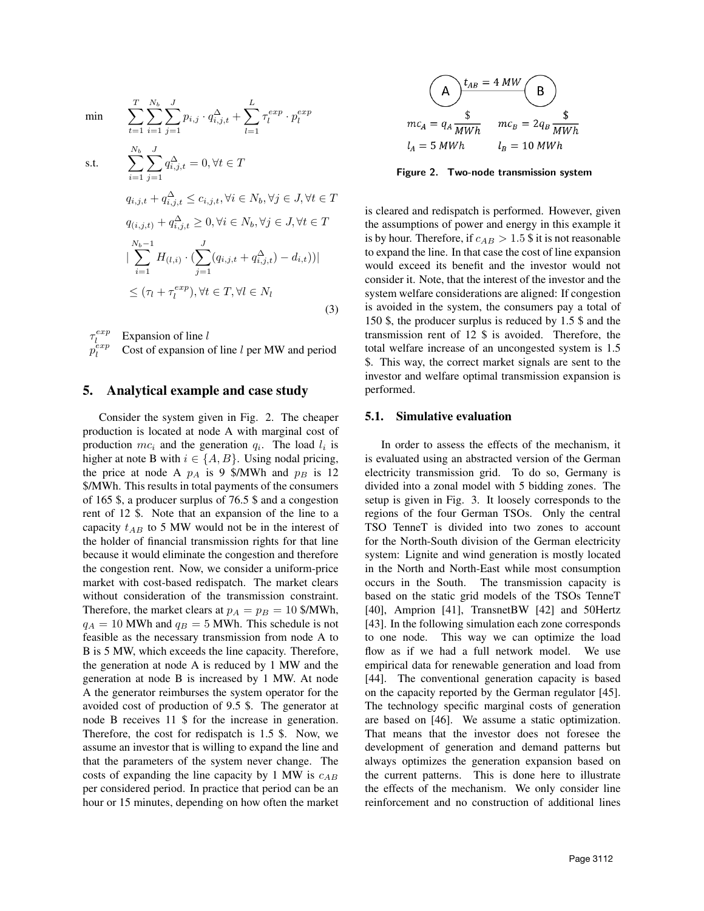$$
\begin{aligned}
\min \quad & \sum_{t=1}^{T} \sum_{i=1}^{N_b} \sum_{j=1}^{J} p_{i,j} \cdot q^{\Delta}_{i,j,t} + \sum_{l=1}^{L} \tau^{exp}_{l} \cdot p^{exp}_{l} \\
\text{s.t.} \quad & \sum_{i=1}^{N_b} \sum_{j=1}^{J} q^{\Delta}_{i,j,t} = 0, \forall t \in T \\
& q_{i,j,t} + q^{\Delta}_{i,j,t} \leq c_{i,j,t}, \forall i \in N_b, \forall j \in J, \forall t \in T \\
& q_{(i,j,t)} + q^{\Delta}_{i,j,t} \geq 0, \forall i \in N_b, \forall j \in J, \forall t \in T \\
& \Big| \sum_{i=1}^{N_b - 1} H_{(l,i)} \cdot \big( \sum_{j=1}^{J} (q_{i,j,t} + q^{\Delta}_{i,j,t}) - d_{i,t} \big) \Big| \\
& \leq (\tau_l + \tau^{exp}_{l}), \forall t \in T, \forall l \in N_l
\end{aligned}
\tag{3}
$$

$\tau_l^{exp}$ Expansion of line $l$

$p_l^{exp}$ Cost of expansion of line $l$ per MW and period

## 5. Analytical example and case study

Consider the system given in Fig. 2. The cheaper production is located at node A with marginal cost of production $mc_i$ and the generation $q_i$. The load $l_i$ is higher at note B with $i \in \{A, B\}$. Using nodal pricing, the price at node A $p_A$ is 9 \$/MWh and $p_B$ is 12 \$/MWh. This results in total payments of the consumers of 165 \$, a producer surplus of 76.5 \$ and a congestion rent of 12 \$. Note that an expansion of the line to a capacity $t_{AB}$ to 5 MW would not be in the interest of the holder of financial transmission rights for that line because it would eliminate the congestion and therefore the congestion rent. Now, we consider a uniform-price market with cost-based redispatch. The market clears without consideration of the transmission constraint. Therefore, the market clears at $p_A = p_B = 10$ \$/MWh, $q_A = 10$ MWh and $q_B = 5$ MWh. This schedule is not feasible as the necessary transmission from node A to B is 5 MW, which exceeds the line capacity. Therefore, the generation at node A is reduced by 1 MW and the generation at node B is increased by 1 MW. At node A the generator reimburses the system operator for the avoided cost of production of 9.5 \$. The generator at node B receives 11 \$ for the increase in generation. Therefore, the cost for redispatch is 1.5 \$. Now, we assume an investor that is willing to expand the line and that the parameters of the system never change. The costs of expanding the line capacity by 1 MW is $c_{AB}$ per considered period. In practice that period can be an hour or 15 minutes, depending on how often the market

$t_{AB} = 4\ MW$ (A — B)

$mc_A = q_A \frac{\$}{MWh}$ $\quad mc_B = 2q_B \frac{\$}{MWh}$

$l_A = 5\ MWh$ $\quad l_B = 10\ MWh$

**Figure 2. Two-node transmission system**

is cleared and redispatch is performed. However, given the assumptions of power and energy in this example it is by hour. Therefore, if $c_{AB} > 1.5$ \$ it is not reasonable to expand the line. In that case the cost of line expansion would exceed its benefit and the investor would not consider it. Note, that the interest of the investor and the system welfare considerations are aligned: If congestion is avoided in the system, the consumers pay a total of 150 \$, the producer surplus is reduced by 1.5 \$ and the transmission rent of 12 \$ is avoided. Therefore, the total welfare increase of an uncongested system is 1.5 \$. This way, the correct market signals are sent to the investor and welfare optimal transmission expansion is performed.

### 5.1. Simulative evaluation

In order to assess the effects of the mechanism, it is evaluated using an abstracted version of the German electricity transmission grid. To do so, Germany is divided into a zonal model with 5 bidding zones. The setup is given in Fig. 3. It loosely corresponds to the regions of the four German TSOs. Only the central TSO TenneT is divided into two zones to account for the North-South division of the German electricity system: Lignite and wind generation is mostly located in the North and North-East while most consumption occurs in the South. The transmission capacity is based on the static grid models of the TSOs TenneT [40], Amprion [41], TransnetBW [42] and 50Hertz [43]. In the following simulation each zone corresponds to one node. This way we can optimize the load flow as if we had a full network model. We use empirical data for renewable generation and load from [44]. The conventional generation capacity is based on the capacity reported by the German regulator [45]. The technology specific marginal costs of generation are based on [46]. We assume a static optimization. That means that the investor does not foresee the development of generation and demand patterns but always optimizes the generation expansion based on the current patterns. This is done here to illustrate the effects of the mechanism. We only consider line reinforcement and no construction of additional lines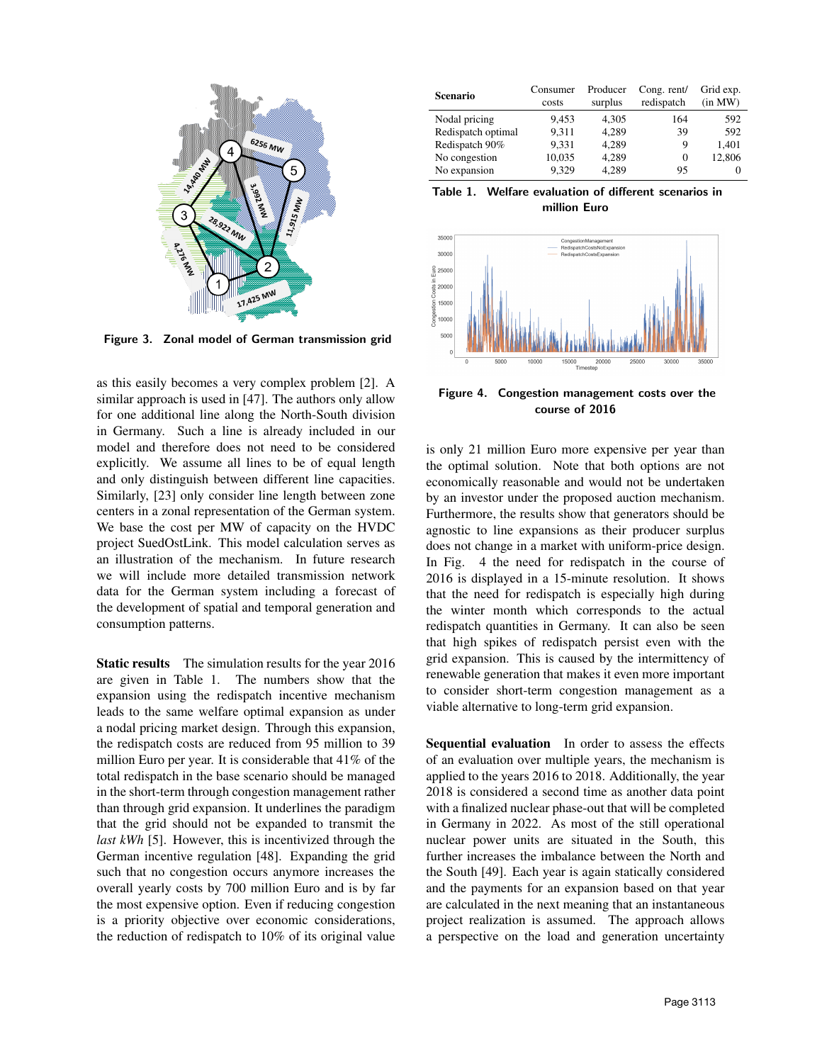Figure 3. Zonal model of German transmission grid

as this easily becomes a very complex problem [2]. A similar approach is used in [47]. The authors only allow for one additional line along the North-South division in Germany. Such a line is already included in our model and therefore does not need to be considered explicitly. We assume all lines to be of equal length and only distinguish between different line capacities. Similarly, [23] only consider line length between zone centers in a zonal representation of the German system. We base the cost per MW of capacity on the HVDC project SuedOstLink. This model calculation serves as an illustration of the mechanism. In future research we will include more detailed transmission network data for the German system including a forecast of the development of spatial and temporal generation and consumption patterns.

**Static results** The simulation results for the year 2016 are given in Table 1. The numbers show that the expansion using the redispatch incentive mechanism leads to the same welfare optimal expansion as under a nodal pricing market design. Through this expansion, the redispatch costs are reduced from 95 million to 39 million Euro per year. It is considerable that 41% of the total redispatch in the base scenario should be managed in the short-term through congestion management rather than through grid expansion. It underlines the paradigm that the grid should not be expanded to transmit the *last kWh* [5]. However, this is incentivized through the German incentive regulation [48]. Expanding the grid such that no congestion occurs anymore increases the overall yearly costs by 700 million Euro and is by far the most expensive option. Even if reducing congestion is a priority objective over economic considerations, the reduction of redispatch to 10% of its original value

| Scenario | Consumer costs | Producer surplus | Cong. rent/ redispatch | Grid exp. (in MW) |
|---|---|---|---|---|
| Nodal pricing | 9,453 | 4,305 | 164 | 592 |
| Redispatch optimal | 9,311 | 4,289 | 39 | 592 |
| Redispatch 90% | 9,331 | 4,289 | 9 | 1,401 |
| No congestion | 10,035 | 4,289 | 0 | 12,806 |
| No expansion | 9,329 | 4,289 | 95 | 0 |

Table 1. Welfare evaluation of different scenarios in million Euro

Figure 4. Congestion management costs over the course of 2016

is only 21 million Euro more expensive per year than the optimal solution. Note that both options are not economically reasonable and would not be undertaken by an investor under the proposed auction mechanism. Furthermore, the results show that generators should be agnostic to line expansions as their producer surplus does not change in a market with uniform-price design. In Fig. 4 the need for redispatch in the course of 2016 is displayed in a 15-minute resolution. It shows that the need for redispatch is especially high during the winter month which corresponds to the actual redispatch quantities in Germany. It can also be seen that high spikes of redispatch persist even with the grid expansion. This is caused by the intermittency of renewable generation that makes it even more important to consider short-term congestion management as a viable alternative to long-term grid expansion.

**Sequential evaluation** In order to assess the effects of an evaluation over multiple years, the mechanism is applied to the years 2016 to 2018. Additionally, the year 2018 is considered a second time as another data point with a finalized nuclear phase-out that will be completed in Germany in 2022. As most of the still operational nuclear power units are situated in the South, this further increases the imbalance between the North and the South [49]. Each year is again statically considered and the payments for an expansion based on that year are calculated in the next meaning that an instantaneous project realization is assumed. The approach allows a perspective on the load and generation uncertainty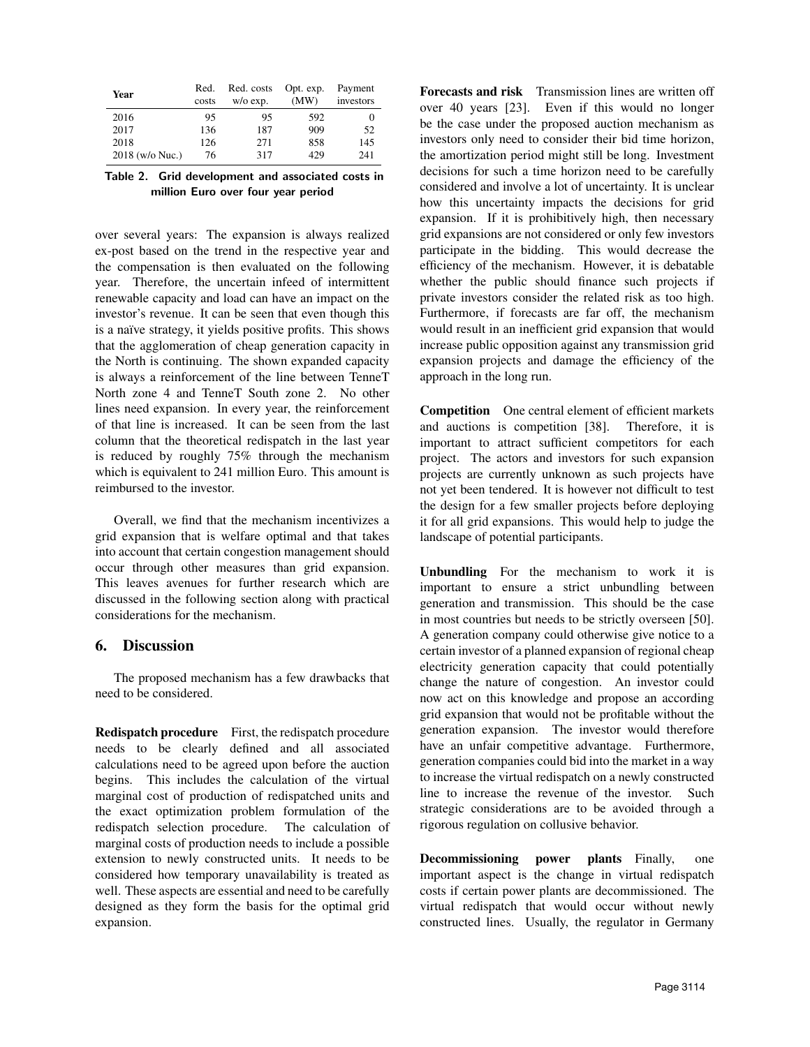| Year | Red. costs | Red. costs w/o exp. | Opt. exp. (MW) | Payment investors |
|---|---|---|---|---|
| 2016 | 95 | 95 | 592 | 0 |
| 2017 | 136 | 187 | 909 | 52 |
| 2018 | 126 | 271 | 858 | 145 |
| 2018 (w/o Nuc.) | 76 | 317 | 429 | 241 |

**Table 2. Grid development and associated costs in million Euro over four year period**

over several years: The expansion is always realized ex-post based on the trend in the respective year and the compensation is then evaluated on the following year. Therefore, the uncertain infeed of intermittent renewable capacity and load can have an impact on the investor's revenue. It can be seen that even though this is a naïve strategy, it yields positive profits. This shows that the agglomeration of cheap generation capacity in the North is continuing. The shown expanded capacity is always a reinforcement of the line between TenneT North zone 4 and TenneT South zone 2. No other lines need expansion. In every year, the reinforcement of that line is increased. It can be seen from the last column that the theoretical redispatch in the last year is reduced by roughly 75% through the mechanism which is equivalent to 241 million Euro. This amount is reimbursed to the investor.

Overall, we find that the mechanism incentivizes a grid expansion that is welfare optimal and that takes into account that certain congestion management should occur through other measures than grid expansion. This leaves avenues for further research which are discussed in the following section along with practical considerations for the mechanism.

## 6. Discussion

The proposed mechanism has a few drawbacks that need to be considered.

**Redispatch procedure** First, the redispatch procedure needs to be clearly defined and all associated calculations need to be agreed upon before the auction begins. This includes the calculation of the virtual marginal cost of production of redispatched units and the exact optimization problem formulation of the redispatch selection procedure. The calculation of marginal costs of production needs to include a possible extension to newly constructed units. It needs to be considered how temporary unavailability is treated as well. These aspects are essential and need to be carefully designed as they form the basis for the optimal grid expansion.

**Forecasts and risk** Transmission lines are written off over 40 years [23]. Even if this would no longer be the case under the proposed auction mechanism as investors only need to consider their bid time horizon, the amortization period might still be long. Investment decisions for such a time horizon need to be carefully considered and involve a lot of uncertainty. It is unclear how this uncertainty impacts the decisions for grid expansion. If it is prohibitively high, then necessary grid expansions are not considered or only few investors participate in the bidding. This would decrease the efficiency of the mechanism. However, it is debatable whether the public should finance such projects if private investors consider the related risk as too high. Furthermore, if forecasts are far off, the mechanism would result in an inefficient grid expansion that would increase public opposition against any transmission grid expansion projects and damage the efficiency of the approach in the long run.

**Competition** One central element of efficient markets and auctions is competition [38]. Therefore, it is important to attract sufficient competitors for each project. The actors and investors for such expansion projects are currently unknown as such projects have not yet been tendered. It is however not difficult to test the design for a few smaller projects before deploying it for all grid expansions. This would help to judge the landscape of potential participants.

**Unbundling** For the mechanism to work it is important to ensure a strict unbundling between generation and transmission. This should be the case in most countries but needs to be strictly overseen [50]. A generation company could otherwise give notice to a certain investor of a planned expansion of regional cheap electricity generation capacity that could potentially change the nature of congestion. An investor could now act on this knowledge and propose an according grid expansion that would not be profitable without the generation expansion. The investor would therefore have an unfair competitive advantage. Furthermore, generation companies could bid into the market in a way to increase the virtual redispatch on a newly constructed line to increase the revenue of the investor. Such strategic considerations are to be avoided through a rigorous regulation on collusive behavior.

**Decommissioning power plants** Finally, one important aspect is the change in virtual redispatch costs if certain power plants are decommissioned. The virtual redispatch that would occur without newly constructed lines. Usually, the regulator in Germany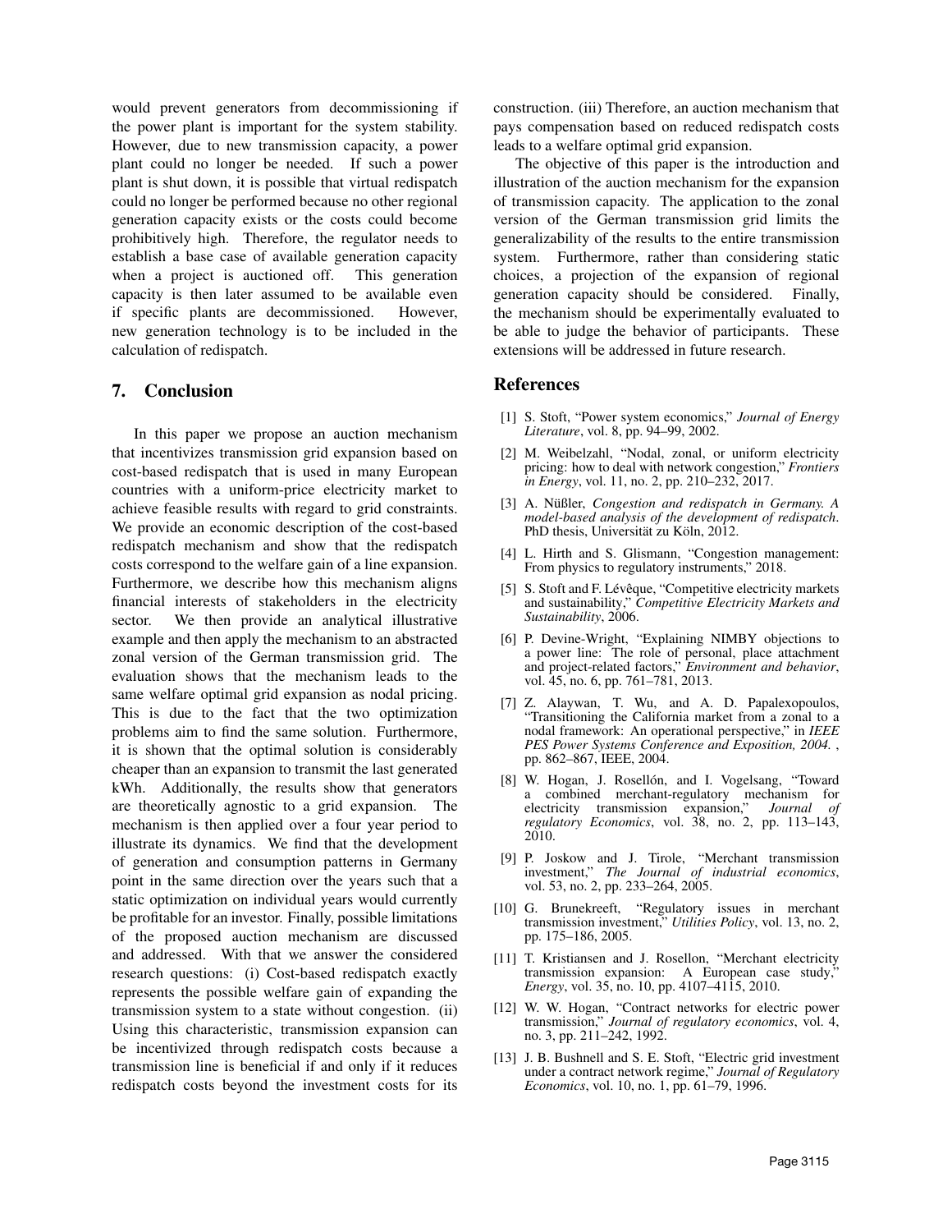would prevent generators from decommissioning if the power plant is important for the system stability. However, due to new transmission capacity, a power plant could no longer be needed. If such a power plant is shut down, it is possible that virtual redispatch could no longer be performed because no other regional generation capacity exists or the costs could become prohibitively high. Therefore, the regulator needs to establish a base case of available generation capacity when a project is auctioned off. This generation capacity is then later assumed to be available even if specific plants are decommissioned. However, new generation technology is to be included in the calculation of redispatch.

## 7. Conclusion

In this paper we propose an auction mechanism that incentivizes transmission grid expansion based on cost-based redispatch that is used in many European countries with a uniform-price electricity market to achieve feasible results with regard to grid constraints. We provide an economic description of the cost-based redispatch mechanism and show that the redispatch costs correspond to the welfare gain of a line expansion. Furthermore, we describe how this mechanism aligns financial interests of stakeholders in the electricity sector. We then provide an analytical illustrative example and then apply the mechanism to an abstracted zonal version of the German transmission grid. The evaluation shows that the mechanism leads to the same welfare optimal grid expansion as nodal pricing. This is due to the fact that the two optimization problems aim to find the same solution. Furthermore, it is shown that the optimal solution is considerably cheaper than an expansion to transmit the last generated kWh. Additionally, the results show that generators are theoretically agnostic to a grid expansion. The mechanism is then applied over a four year period to illustrate its dynamics. We find that the development of generation and consumption patterns in Germany point in the same direction over the years such that a static optimization on individual years would currently be profitable for an investor. Finally, possible limitations of the proposed auction mechanism are discussed and addressed. With that we answer the considered research questions: (i) Cost-based redispatch exactly represents the possible welfare gain of expanding the transmission system to a state without congestion. (ii) Using this characteristic, transmission expansion can be incentivized through redispatch costs because a transmission line is beneficial if and only if it reduces redispatch costs beyond the investment costs for its construction. (iii) Therefore, an auction mechanism that pays compensation based on reduced redispatch costs leads to a welfare optimal grid expansion.

The objective of this paper is the introduction and illustration of the auction mechanism for the expansion of transmission capacity. The application to the zonal version of the German transmission grid limits the generalizability of the results to the entire transmission system. Furthermore, rather than considering static choices, a projection of the expansion of regional generation capacity should be considered. Finally, the mechanism should be experimentally evaluated to be able to judge the behavior of participants. These extensions will be addressed in future research.

## References

[1] S. Stoft, "Power system economics," *Journal of Energy Literature*, vol. 8, pp. 94–99, 2002.

[2] M. Weibelzahl, "Nodal, zonal, or uniform electricity pricing: how to deal with network congestion," *Frontiers in Energy*, vol. 11, no. 2, pp. 210–232, 2017.

[3] A. Nüßler, *Congestion and redispatch in Germany. A model-based analysis of the development of redispatch*. PhD thesis, Universität zu Köln, 2012.

[4] L. Hirth and S. Glismann, "Congestion management: From physics to regulatory instruments," 2018.

[5] S. Stoft and F. Lévêque, "Competitive electricity markets and sustainability," *Competitive Electricity Markets and Sustainability*, 2006.

[6] P. Devine-Wright, "Explaining NIMBY objections to a power line: The role of personal, place attachment and project-related factors," *Environment and behavior*, vol. 45, no. 6, pp. 761–781, 2013.

[7] Z. Alaywan, T. Wu, and A. D. Papalexopoulos, "Transitioning the California market from a zonal to a nodal framework: An operational perspective," in *IEEE PES Power Systems Conference and Exposition, 2004.* , pp. 862–867, IEEE, 2004.

[8] W. Hogan, J. Rosellón, and I. Vogelsang, "Toward a combined merchant-regulatory mechanism for electricity transmission expansion," *Journal of regulatory Economics*, vol. 38, no. 2, pp. 113–143, 2010.

[9] P. Joskow and J. Tirole, "Merchant transmission investment," *The Journal of industrial economics*, vol. 53, no. 2, pp. 233–264, 2005.

[10] G. Brunekreeft, "Regulatory issues in merchant transmission investment," *Utilities Policy*, vol. 13, no. 2, pp. 175–186, 2005.

[11] T. Kristiansen and J. Rosellon, "Merchant electricity transmission expansion: A European case study," *Energy*, vol. 35, no. 10, pp. 4107–4115, 2010.

[12] W. W. Hogan, "Contract networks for electric power transmission," *Journal of regulatory economics*, vol. 4, no. 3, pp. 211–242, 1992.

[13] J. B. Bushnell and S. E. Stoft, "Electric grid investment under a contract network regime," *Journal of Regulatory Economics*, vol. 10, no. 1, pp. 61–79, 1996.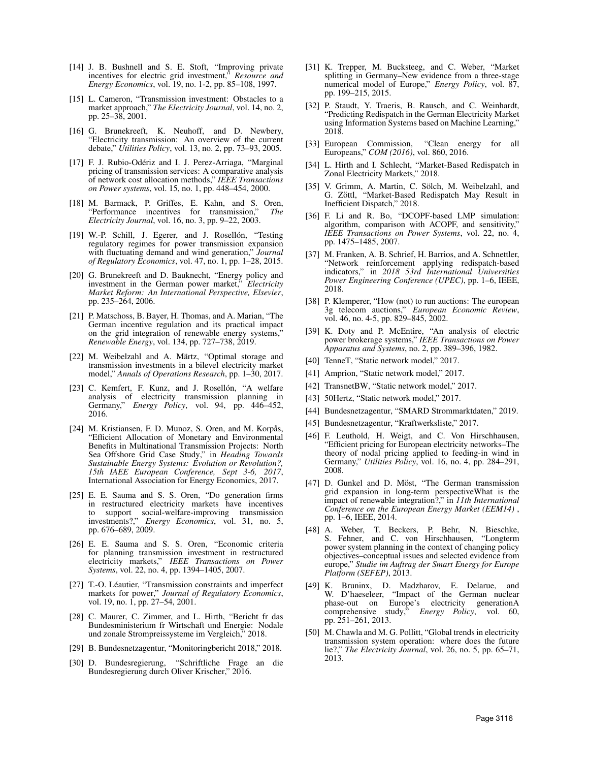[14] J. B. Bushnell and S. E. Stoft, "Improving private incentives for electric grid investment," *Resource and Energy Economics*, vol. 19, no. 1-2, pp. 85–108, 1997.

[15] L. Cameron, "Transmission investment: Obstacles to a market approach," *The Electricity Journal*, vol. 14, no. 2, pp. 25–38, 2001.

[16] G. Brunekreeft, K. Neuhoff, and D. Newbery, "Electricity transmission: An overview of the current debate," *Utilities Policy*, vol. 13, no. 2, pp. 73–93, 2005.

[17] F. J. Rubio-Odériz and I. J. Perez-Arriaga, "Marginal pricing of transmission services: A comparative analysis of network cost allocation methods," *IEEE Transactions on Power systems*, vol. 15, no. 1, pp. 448–454, 2000.

[18] M. Barmack, P. Griffes, E. Kahn, and S. Oren, "Performance incentives for transmission," *The Electricity Journal*, vol. 16, no. 3, pp. 9–22, 2003.

[19] W.-P. Schill, J. Egerer, and J. Rosellón, "Testing regulatory regimes for power transmission expansion with fluctuating demand and wind generation," *Journal of Regulatory Economics*, vol. 47, no. 1, pp. 1–28, 2015.

[20] G. Brunekreeft and D. Bauknecht, "Energy policy and investment in the German power market," *Electricity Market Reform: An International Perspective, Elsevier*, pp. 235–264, 2006.

[21] P. Matschoss, B. Bayer, H. Thomas, and A. Marian, "The German incentive regulation and its practical impact on the grid integration of renewable energy systems," *Renewable Energy*, vol. 134, pp. 727–738, 2019.

[22] M. Weibelzahl and A. Märtz, "Optimal storage and transmission investments in a bilevel electricity market model," *Annals of Operations Research*, pp. 1–30, 2017.

[23] C. Kemfert, F. Kunz, and J. Rosellón, "A welfare analysis of electricity transmission planning in Germany," *Energy Policy*, vol. 94, pp. 446–452, 2016.

[24] M. Kristiansen, F. D. Munoz, S. Oren, and M. Korpås, "Efficient Allocation of Monetary and Environmental Benefits in Multinational Transmission Projects: North Sea Offshore Grid Case Study," in *Heading Towards Sustainable Energy Systems: Evolution or Revolution?, 15th IAEE European Conference, Sept 3-6, 2017*, International Association for Energy Economics, 2017.

[25] E. E. Sauma and S. S. Oren, "Do generation firms in restructured electricity markets have incentives to support social-welfare-improving transmission investments?," *Energy Economics*, vol. 31, no. 5, pp. 676–689, 2009.

[26] E. E. Sauma and S. S. Oren, "Economic criteria for planning transmission investment in restructured electricity markets," *IEEE Transactions on Power Systems*, vol. 22, no. 4, pp. 1394–1405, 2007.

[27] T.-O. Léautier, "Transmission constraints and imperfect markets for power," *Journal of Regulatory Economics*, vol. 19, no. 1, pp. 27–54, 2001.

[28] C. Maurer, C. Zimmer, and L. Hirth, "Bericht fr das Bundesministerium fr Wirtschaft und Energie: Nodale und zonale Strompreissysteme im Vergleich," 2018.

[29] B. Bundesnetzagentur, "Monitoringbericht 2018," 2018.

[30] D. Bundesregierung, "Schriftliche Frage an die Bundesregierung durch Oliver Krischer," 2016.

[31] K. Trepper, M. Bucksteeg, and C. Weber, "Market splitting in Germany–New evidence from a three-stage numerical model of Europe," *Energy Policy*, vol. 87, pp. 199–215, 2015.

[32] P. Staudt, Y. Traeris, B. Rausch, and C. Weinhardt, "Predicting Redispatch in the German Electricity Market using Information Systems based on Machine Learning," 2018.

[33] European Commission, "Clean energy for all Europeans," *COM (2016)*, vol. 860, 2016.

[34] L. Hirth and I. Schlecht, "Market-Based Redispatch in Zonal Electricity Markets," 2018.

[35] V. Grimm, A. Martin, C. Sölch, M. Weibelzahl, and G. Zöttl, "Market-Based Redispatch May Result in Inefficient Dispatch," 2018.

[36] F. Li and R. Bo, "DCOPF-based LMP simulation: algorithm, comparison with ACOPF, and sensitivity," *IEEE Transactions on Power Systems*, vol. 22, no. 4, pp. 1475–1485, 2007.

[37] M. Franken, A. B. Schrief, H. Barrios, and A. Schnettler, "Network reinforcement applying redispatch-based indicators," in *2018 53rd International Universities Power Engineering Conference (UPEC)*, pp. 1–6, IEEE, 2018.

[38] P. Klemperer, "How (not) to run auctions: The european 3g telecom auctions," *European Economic Review*, vol. 46, no. 4-5, pp. 829–845, 2002.

[39] K. Doty and P. McEntire, "An analysis of electric power brokerage systems," *IEEE Transactions on Power Apparatus and Systems*, no. 2, pp. 389–396, 1982.

[40] TenneT, "Static network model," 2017.

[41] Amprion, "Static network model," 2017.

[42] TransnetBW, "Static network model," 2017.

[43] 50Hertz, "Static network model," 2017.

[44] Bundesnetzagentur, "SMARD Strommarktdaten," 2019.

[45] Bundesnetzagentur, "Kraftwerksliste," 2017.

[46] F. Leuthold, H. Weigt, and C. Von Hirschhausen, "Efficient pricing for European electricity networks–The theory of nodal pricing applied to feeding-in wind in Germany," *Utilities Policy*, vol. 16, no. 4, pp. 284–291, 2008.

[47] D. Gunkel and D. Möst, "The German transmission grid expansion in long-term perspectiveWhat is the impact of renewable integration?," in *11th International Conference on the European Energy Market (EEM14)* , pp. 1–6, IEEE, 2014.

[48] A. Weber, T. Beckers, P. Behr, N. Bieschke, S. Fehner, and C. von Hirschhausen, "Longterm power system planning in the context of changing policy objectives–conceptual issues and selected evidence from europe," *Studie im Auftrag der Smart Energy for Europe Platform (SEFEP)*, 2013.

[49] K. Bruninx, D. Madzharov, E. Delarue, and W. D'haeseleer, "Impact of the German nuclear phase-out on Europe's electricity generationA comprehensive study," *Energy Policy*, vol. 60, pp. 251–261, 2013.

[50] M. Chawla and M. G. Pollitt, "Global trends in electricity transmission system operation: where does the future lie?," *The Electricity Journal*, vol. 26, no. 5, pp. 65–71, 2013.